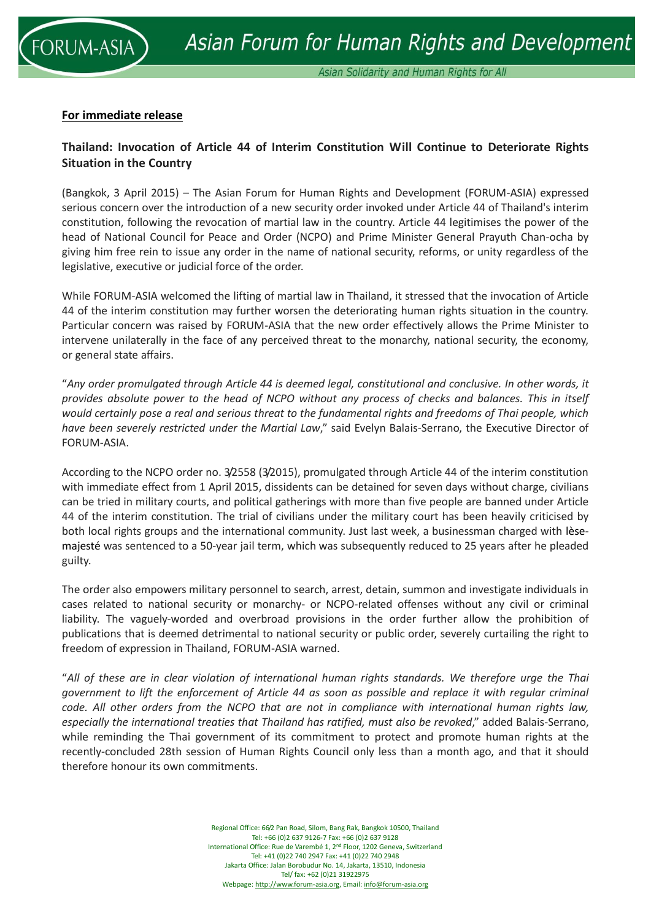**For immediate release**

## Thailand: Invocation of Article 44 of Interim Constitution Will Continue to Deteriorate Rights Situation in the Country

(Bangkok, 3 April 2015) – The Asian Forum for Human Rights and Development (FORUM-ASIA) expressed serious concern over the introduction of a new security order invoked under Article 44 of Thailand's interim constitution, following the revocation of martial law in the country. Article 44 legitimises the power of the head of National Council for Peace and Order (NCPO) and Prime Minister General Prayuth Chan-ocha by giving him free rein to issue any order in the name of national security, reforms, or unity regardless of the legislative, executive or judicial force of the order.

While FORUM-ASIA welcomed the lifting of martial law in Thailand, it stressed that the invocation of Article 44 of the interim constitution may further worsen the deteriorating human rights situation in the country. Particular concern was raised by FORUM-ASIA that the new order effectively allows the Prime Minister to intervene unilaterally in the face of any perceived threat to the monarchy, national security, the economy, or general state affairs.

"*Any order promulgated through Article 44 is deemed legal, constitutional and conclusive. In other words, it provides absolute power to the head of NCPO without any process of checks and balances. This in itself would certainly pose a real and serious threat to the fundamental rights and freedoms of Thai people, which have been severely restricted under the Martial Law*," said Evelyn Balais-Serrano, the Executive Director of FORUM-ASIA.

According to the NCPO order no. 3/2558 (3/2015), promulgated through Article 44 of the interim constitution with immediate effect from 1 April 2015, dissidents can be detained for seven days without charge, civilians can be tried in military courts, and political gatherings with more than five people are banned under Article 44 of the interim constitution. The trial of civilians under the military court has been heavily criticised by both local rights groups and the international community. Just last week, a businessman charged with lèse-majesté was sentenced to a 50-year jail term, which was subsequently reduced to 25 years after he pleaded guilty.

The order also empowers military personnel to search, arrest, detain, summon and investigate individuals in cases related to national security or monarchy- or NCPO-related offenses without any civil or criminal liability. The vaguely-worded and overbroad provisions in the order further allow the prohibition of publications that is deemed detrimental to national security or public order, severely curtailing the right to freedom of expression in Thailand, FORUM-ASIA warned.

"*All of these are in clear violation of international human rights standards. We therefore urge the Thai government to lift the enforcement of Article 44 as soon as possible and replace it with regular criminal code. All other orders from the NCPO that are not in compliance with international human rights law, especially the international treaties that Thailand has ratified, must also be revoked*," added Balais-Serrano, while reminding the Thai government of its commitment to protect and promote human rights at the recently-concluded 28th session of Human Rights Council only less than a month ago, and that it should therefore honour its own commitments.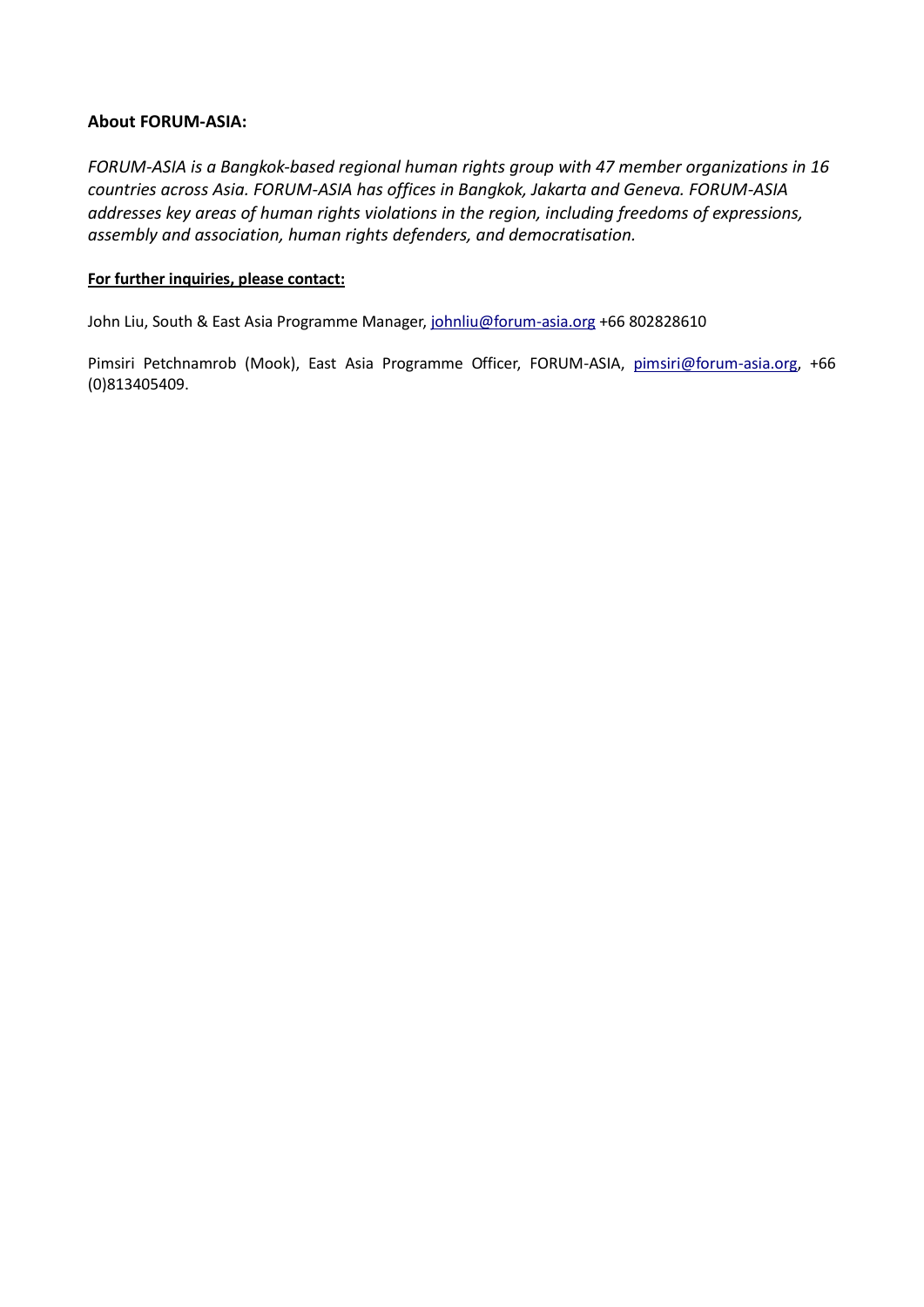**About FORUM-ASIA:**

*FORUM-ASIA is a Bangkok-based regional human rights group with 47 member organizations in 16 countries across Asia. FORUM-ASIA has offices in Bangkok, Jakarta and Geneva. FORUM-ASIA addresses key areas of human rights violations in the region, including freedoms of expressions, assembly and association, human rights defenders, and democratisation.*

**For further inquiries, please contact:**

John Liu, South & East Asia Programme Manager, johnliu@forum-asia.org +66 802828610

Pimsiri Petchnamrob (Mook), East Asia Programme Officer, FORUM-ASIA, pimsiri@forum-asia.org, +66 (0)813405409.